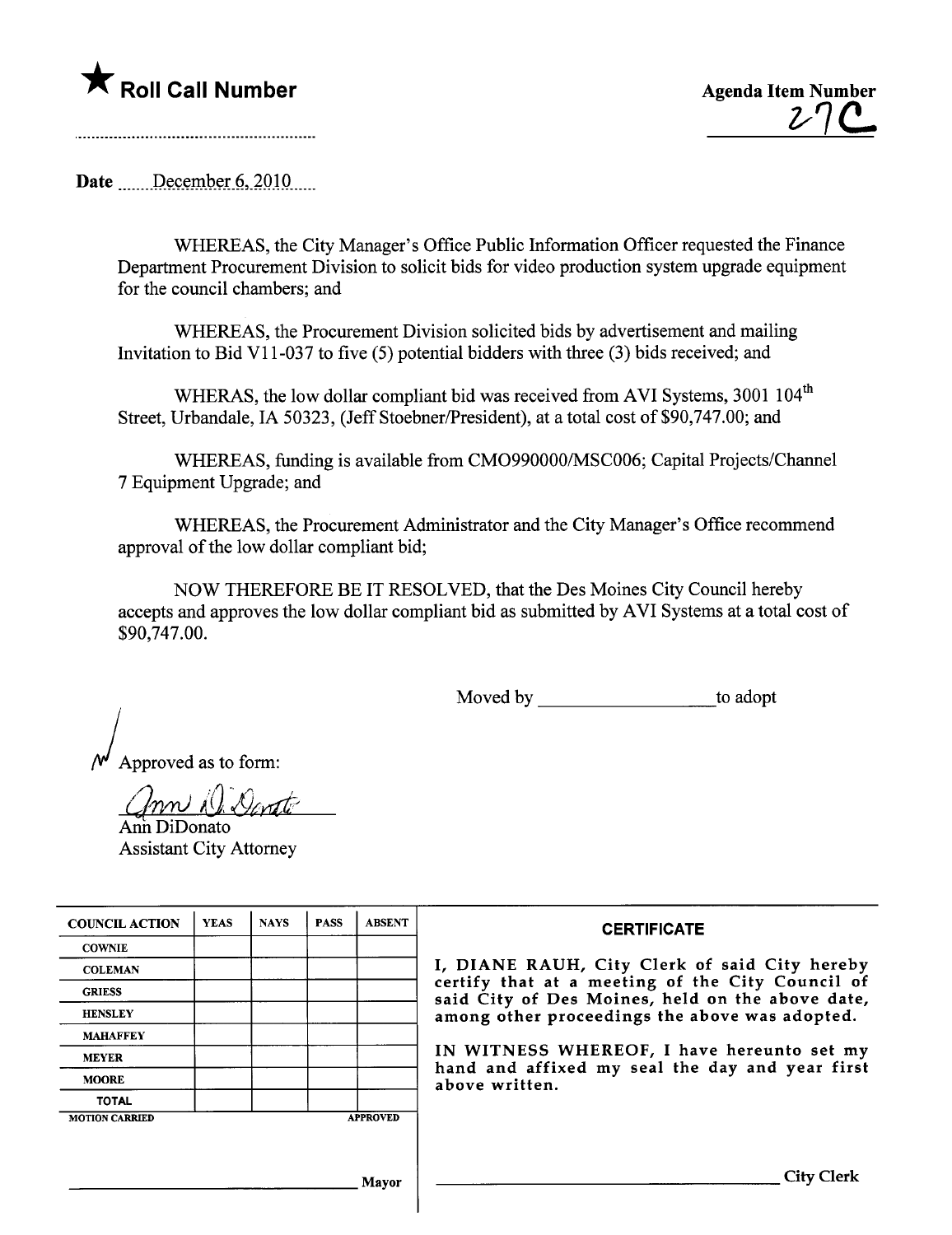★ **Roll Call Number**

**Agenda Item Number**
27C

Date December 6, 2010

WHEREAS, the City Manager's Office Public Information Officer requested the Finance Department Procurement Division to solicit bids for video production system upgrade equipment for the council chambers; and

WHEREAS, the Procurement Division solicited bids by advertisement and mailing Invitation to Bid V11-037 to five (5) potential bidders with three (3) bids received; and

WHERAS, the low dollar compliant bid was received from AVI Systems, 3001 104th Street, Urbandale, IA 50323, (Jeff Stoebner/President), at a total cost of $90,747.00; and

WHEREAS, funding is available from CMO990000/MSC006; Capital Projects/Channel 7 Equipment Upgrade; and

WHEREAS, the Procurement Administrator and the City Manager's Office recommend approval of the low dollar compliant bid;

NOW THEREFORE BE IT RESOLVED, that the Des Moines City Council hereby accepts and approves the low dollar compliant bid as submitted by AVI Systems at a total cost of $90,747.00.

Moved by ___________________ to adopt

Approved as to form:

Ann DiDonato
Assistant City Attorney

| COUNCIL ACTION | YEAS | NAYS | PASS | ABSENT |
|---|---|---|---|---|
| COWNIE | | | | |
| COLEMAN | | | | |
| GRIESS | | | | |
| HENSLEY | | | | |
| MAHAFFEY | | | | |
| MEYER | | | | |
| MOORE | | | | |
| TOTAL | | | | |
| MOTION CARRIED | | | | APPROVED |

___________________________ Mayor

**CERTIFICATE**

I, DIANE RAUH, City Clerk of said City hereby certify that at a meeting of the City Council of said City of Des Moines, held on the above date, among other proceedings the above was adopted.

IN WITNESS WHEREOF, I have hereunto set my hand and affixed my seal the day and year first above written.

___________________________ City Clerk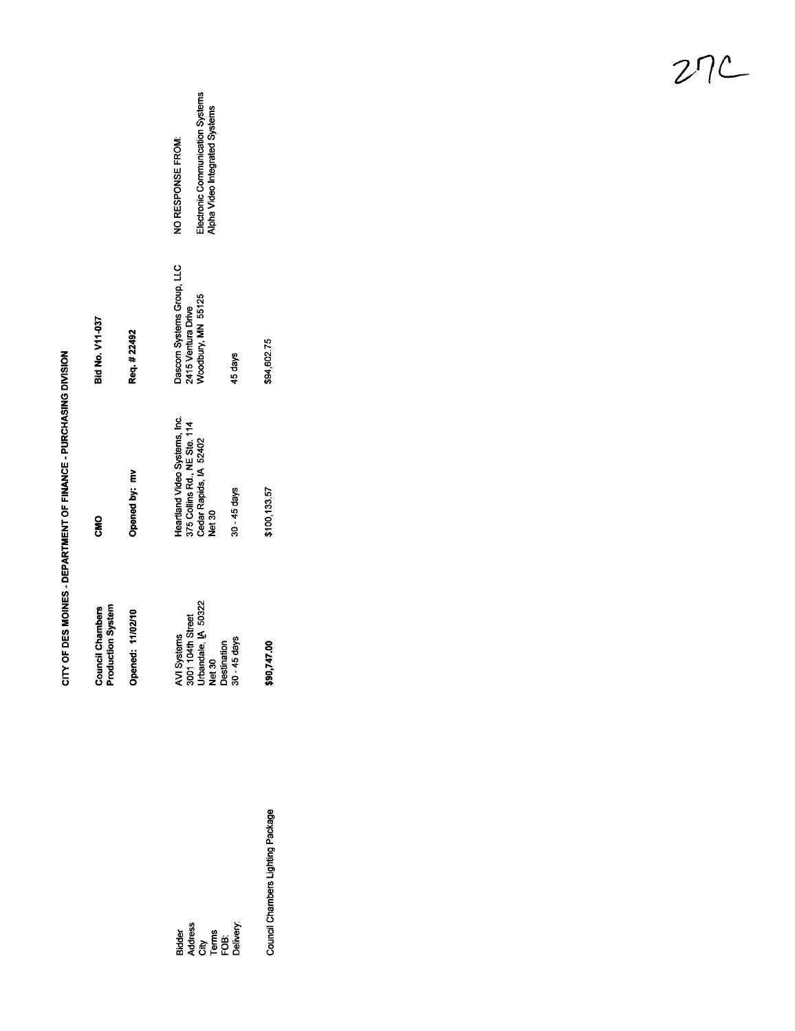27C

# CITY OF DES MOINES - DEPARTMENT OF FINANCE - PURCHASING DIVISION

| | | | |
|---|---|---|---|
| **Council Chambers Production System** | **CMO** | **Bid No. V11-037** | |
| **Opened: 11/02/10** | **Opened by: mv** | **Req. # 22492** | |

| | | | | |
|---|---|---|---|---|
| Bidder | AVI Systems | Heartland Video Systems, Inc. | Dascom Systems Group, LLC | NO RESPONSE FROM: |
| Address | 3001 104th Street | 375 Collins Rd., NE Ste. 114 | 2415 Ventura Drive | Electronic Communication Systems |
| City | Urbandale, IA 50322 | Cedar Rapids, IA 52402 | Woodbury, MN 55125 | Alpha Video Integrated Systems |
| Terms | Net 30 | Net 30 | | |
| FOB: | Destination | | | |
| Delivery: | 30 - 45 days | 30 - 45 days | 45 days | |
| Council Chambers Lighting Package | **$90,747.00** | $100,133.57 | $94,602.75 | |